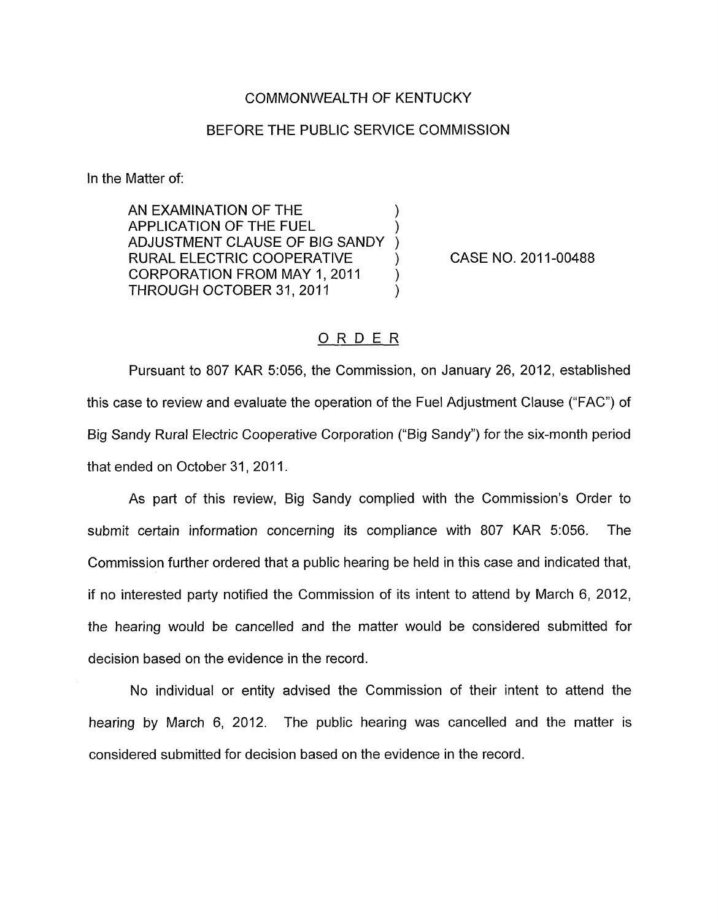COMMONWEALTH OF KENTUCKY

BEFORE THE PUBLIC SERVICE COMMISSION

In the Matter of:

| | | |
|---|---|---|
| AN EXAMINATION OF THE APPLICATION OF THE FUEL ADJUSTMENT CLAUSE OF BIG SANDY RURAL ELECTRIC COOPERATIVE CORPORATION FROM MAY 1, 2011 THROUGH OCTOBER 31, 2011 | ) | CASE NO. 2011-00488 |

## ORDER

Pursuant to 807 KAR 5:056, the Commission, on January 26, 2012, established this case to review and evaluate the operation of the Fuel Adjustment Clause ("FAC") of Big Sandy Rural Electric Cooperative Corporation ("Big Sandy") for the six-month period that ended on October 31, 2011.

As part of this review, Big Sandy complied with the Commission's Order to submit certain information concerning its compliance with 807 KAR 5:056. The Commission further ordered that a public hearing be held in this case and indicated that, if no interested party notified the Commission of its intent to attend by March 6, 2012, the hearing would be cancelled and the matter would be considered submitted for decision based on the evidence in the record.

No individual or entity advised the Commission of their intent to attend the hearing by March 6, 2012. The public hearing was cancelled and the matter is considered submitted for decision based on the evidence in the record.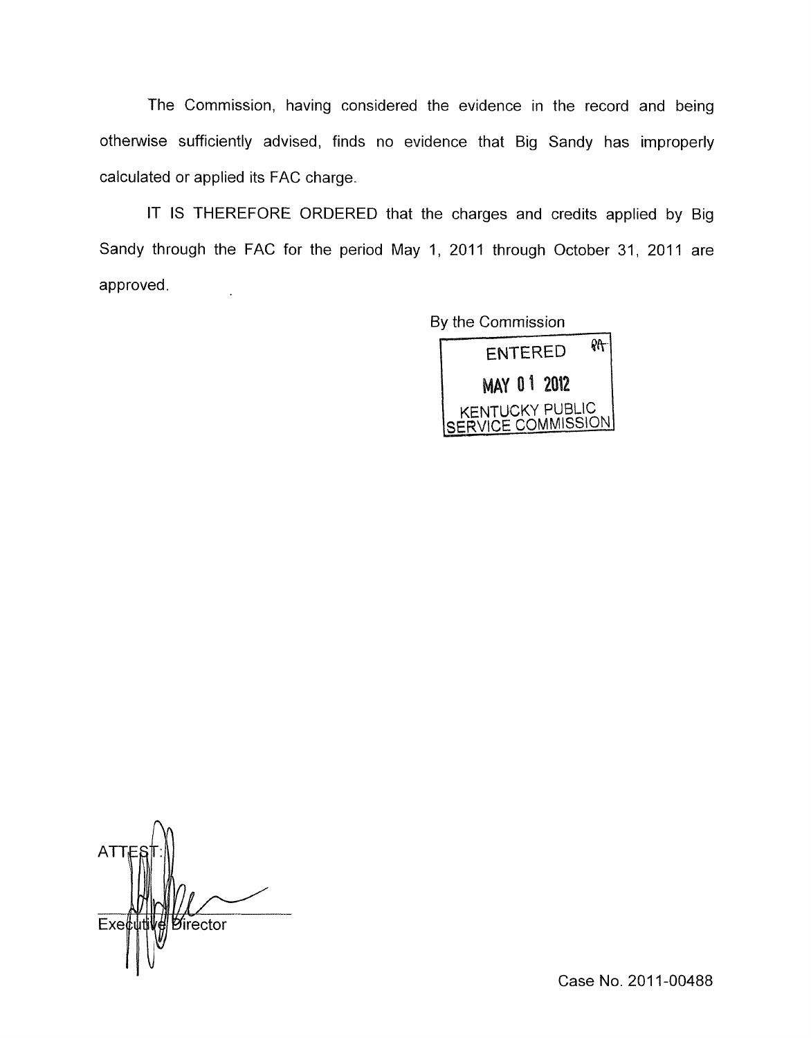The Commission, having considered the evidence in the record and being otherwise sufficiently advised, finds no evidence that Big Sandy has improperly calculated or applied its FAC charge.

IT IS THEREFORE ORDERED that the charges and credits applied by Big Sandy through the FAC for the period May 1, 2011 through October 31, 2011 are approved.

By the Commission

ENTERED
MAY 01 2012
KENTUCKY PUBLIC SERVICE COMMISSION

ATTEST:

Executive Director

Case No. 2011-00488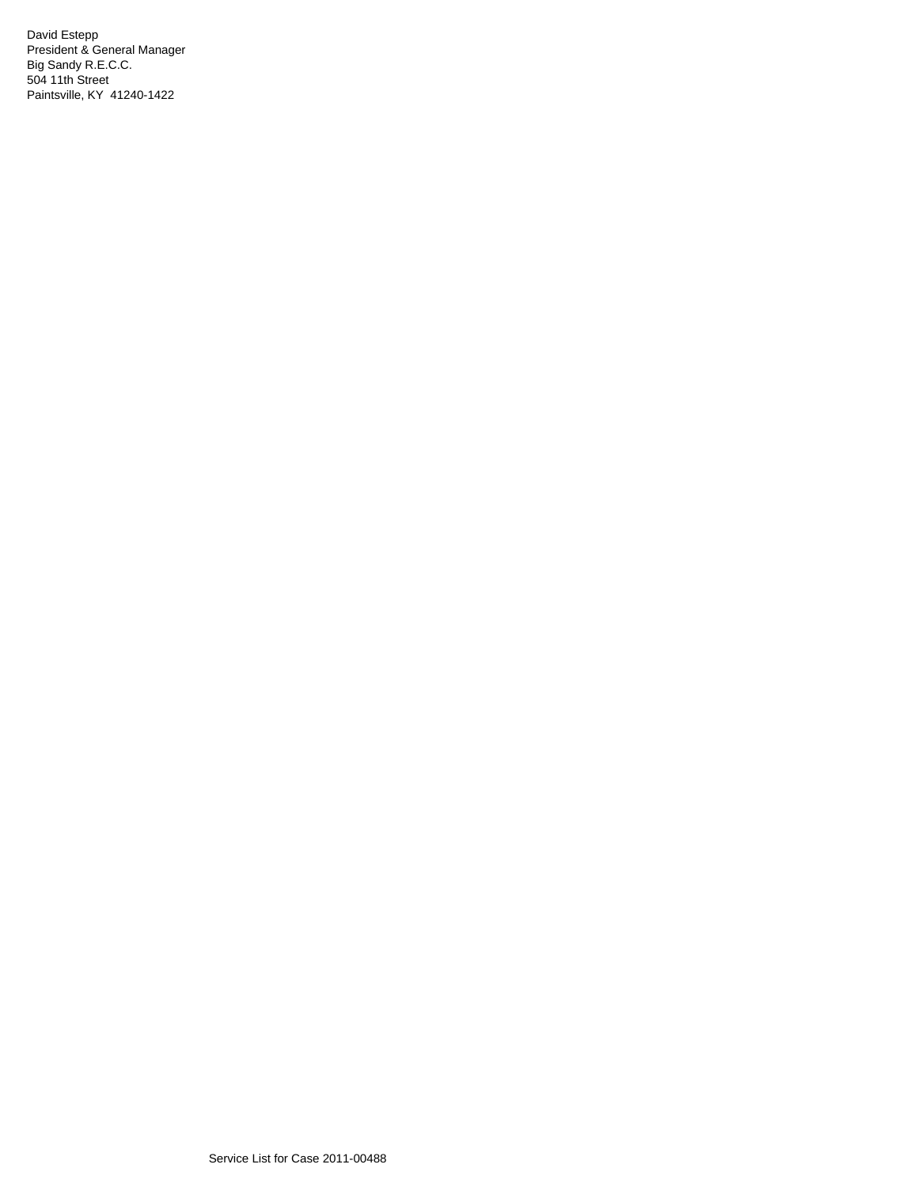David Estepp
President & General Manager
Big Sandy R.E.C.C.
504 11th Street
Paintsville, KY  41240-1422